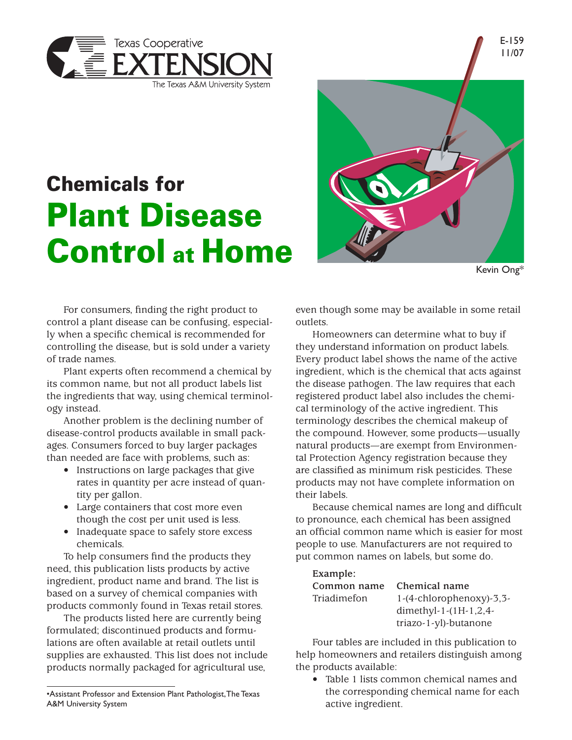Texas Cooperative EXTENSION
The Texas A&M University System

E-159
11/07

# Chemicals for Plant Disease Control at Home

Kevin Ong*

For consumers, finding the right product to control a plant disease can be confusing, especially when a specific chemical is recommended for controlling the disease, but is sold under a variety of trade names.

Plant experts often recommend a chemical by its common name, but not all product labels list the ingredients that way, using chemical terminology instead.

Another problem is the declining number of disease-control products available in small packages. Consumers forced to buy larger packages than needed are face with problems, such as:

- Instructions on large packages that give rates in quantity per acre instead of quantity per gallon.
- Large containers that cost more even though the cost per unit used is less.
- Inadequate space to safely store excess chemicals.

To help consumers find the products they need, this publication lists products by active ingredient, product name and brand. The list is based on a survey of chemical companies with products commonly found in Texas retail stores.

The products listed here are currently being formulated; discontinued products and formulations are often available at retail outlets until supplies are exhausted. This list does not include products normally packaged for agricultural use, even though some may be available in some retail outlets.

Homeowners can determine what to buy if they understand information on product labels. Every product label shows the name of the active ingredient, which is the chemical that acts against the disease pathogen. The law requires that each registered product label also includes the chemical terminology of the active ingredient. This terminology describes the chemical makeup of the compound. However, some products—usually natural products—are exempt from Environmental Protection Agency registration because they are classified as minimum risk pesticides. These products may not have complete information on their labels.

Because chemical names are long and difficult to pronounce, each chemical has been assigned an official common name which is easier for most people to use. Manufacturers are not required to put common names on labels, but some do.

**Example:**

| Common name | Chemical name |
|---|---|
| Triadimefon | 1-(4-chlorophenoxy)-3,3-dimethyl-1-(1H-1,2,4-triazo-1-yl)-butanone |

Four tables are included in this publication to help homeowners and retailers distinguish among the products available:

- Table 1 lists common chemical names and the corresponding chemical name for each active ingredient.

*Assistant Professor and Extension Plant Pathologist, The Texas A&M University System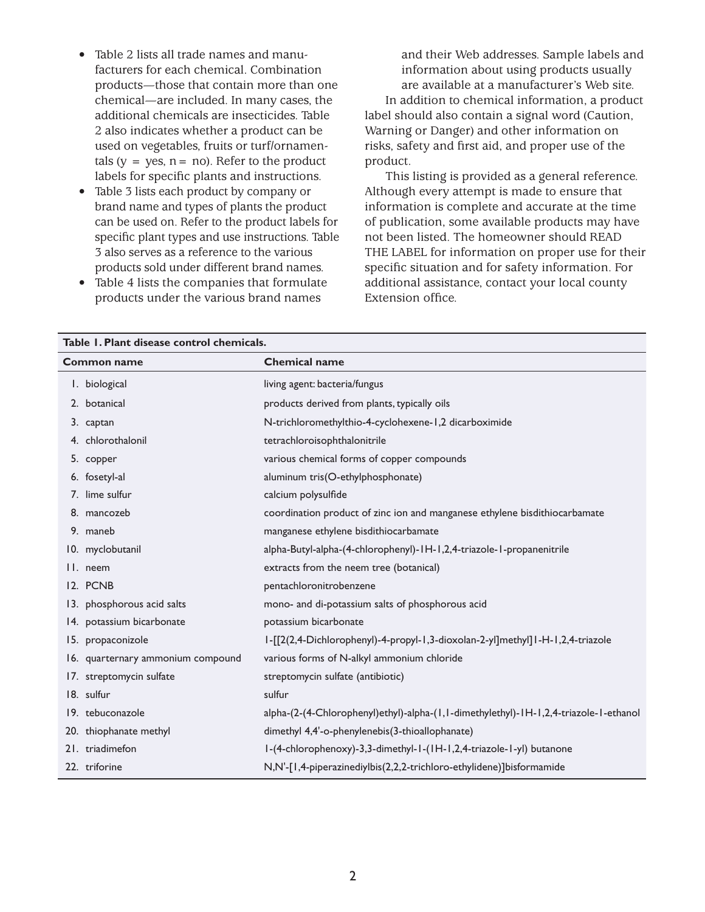- Table 2 lists all trade names and manufacturers for each chemical. Combination products—those that contain more than one chemical—are included. In many cases, the additional chemicals are insecticides. Table 2 also indicates whether a product can be used on vegetables, fruits or turf/ornamentals (y = yes, n = no). Refer to the product labels for specific plants and instructions.
- Table 3 lists each product by company or brand name and types of plants the product can be used on. Refer to the product labels for specific plant types and use instructions. Table 3 also serves as a reference to the various products sold under different brand names.
- Table 4 lists the companies that formulate products under the various brand names and their Web addresses. Sample labels and information about using products usually are available at a manufacturer's Web site.

In addition to chemical information, a product label should also contain a signal word (Caution, Warning or Danger) and other information on risks, safety and first aid, and proper use of the product.

This listing is provided as a general reference. Although every attempt is made to ensure that information is complete and accurate at the time of publication, some available products may have not been listed. The homeowner should READ THE LABEL for information on proper use for their specific situation and for safety information. For additional assistance, contact your local county Extension office.

**Table 1. Plant disease control chemicals.**

| Common name | Chemical name |
|---|---|
| 1. biological | living agent: bacteria/fungus |
| 2. botanical | products derived from plants, typically oils |
| 3. captan | N-trichloromethylthio-4-cyclohexene-1,2 dicarboximide |
| 4. chlorothalonil | tetrachloroisophthalonitrile |
| 5. copper | various chemical forms of copper compounds |
| 6. fosetyl-al | aluminum tris(O-ethylphosphonate) |
| 7. lime sulfur | calcium polysulfide |
| 8. mancozeb | coordination product of zinc ion and manganese ethylene bisdithiocarbamate |
| 9. maneb | manganese ethylene bisdithiocarbamate |
| 10. myclobutanil | alpha-Butyl-alpha-(4-chlorophenyl)-1H-1,2,4-triazole-1-propanenitrile |
| 11. neem | extracts from the neem tree (botanical) |
| 12. PCNB | pentachloronitrobenzene |
| 13. phosphorous acid salts | mono- and di-potassium salts of phosphorous acid |
| 14. potassium bicarbonate | potassium bicarbonate |
| 15. propaconizole | 1-[[2(2,4-Dichlorophenyl)-4-propyl-1,3-dioxolan-2-yl]methyl]1-H-1,2,4-triazole |
| 16. quarternary ammonium compound | various forms of N-alkyl ammonium chloride |
| 17. streptomycin sulfate | streptomycin sulfate (antibiotic) |
| 18. sulfur | sulfur |
| 19. tebuconazole | alpha-(2-(4-Chlorophenyl)ethyl)-alpha-(1,1-dimethylethyl)-1H-1,2,4-triazole-1-ethanol |
| 20. thiophanate methyl | dimethyl 4,4'-o-phenylenebis(3-thioallophanate) |
| 21. triadimefon | 1-(4-chlorophenoxy)-3,3-dimethyl-1-(1H-1,2,4-triazole-1-yl) butanone |
| 22. triforine | N,N'-[1,4-piperazinediylbis(2,2,2-trichloro-ethylidene)]bisformamide |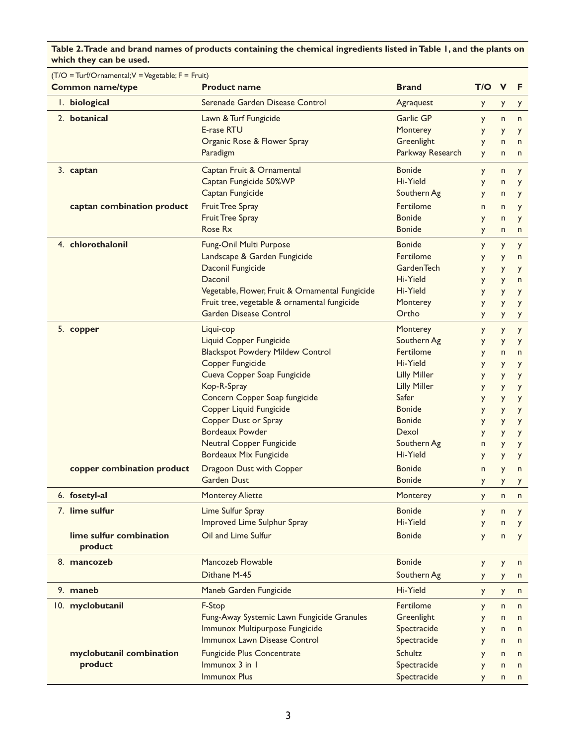**Table 2. Trade and brand names of products containing the chemical ingredients listed in Table 1, and the plants on which they can be used.**

(T/O = Turf/Ornamental; V = Vegetable; F = Fruit)

| Common name/type | Product name | Brand | T/O | V | F |
|---|---|---|---|---|---|
| 1. **biological** | Serenade Garden Disease Control | Agraquest | y | y | y |
| 2. **botanical** | Lawn & Turf Fungicide | Garlic GP | y | n | n |
| | E-rase RTU | Monterey | y | y | y |
| | Organic Rose & Flower Spray | Greenlight | y | n | n |
| | Paradigm | Parkway Research | y | n | n |
| 3. **captan** | Captan Fruit & Ornamental | Bonide | y | n | y |
| | Captan Fungicide 50%WP | Hi-Yield | y | n | y |
| | Captan Fungicide | Southern Ag | y | n | y |
| **captan combination product** | Fruit Tree Spray | Fertilome | n | n | y |
| | Fruit Tree Spray | Bonide | y | n | y |
| | Rose Rx | Bonide | y | n | n |
| 4. **chlorothalonil** | Fung-Onil Multi Purpose | Bonide | y | y | y |
| | Landscape & Garden Fungicide | Fertilome | y | y | n |
| | Daconil Fungicide | GardenTech | y | y | y |
| | Daconil | Hi-Yield | y | y | n |
| | Vegetable, Flower, Fruit & Ornamental Fungicide | Hi-Yield | y | y | y |
| | Fruit tree, vegetable & ornamental fungicide | Monterey | y | y | y |
| | Garden Disease Control | Ortho | y | y | y |
| 5. **copper** | Liqui-cop | Monterey | y | y | y |
| | Liquid Copper Fungicide | Southern Ag | y | y | y |
| | Blackspot Powdery Mildew Control | Fertilome | y | n | n |
| | Copper Fungicide | Hi-Yield | y | y | y |
| | Cueva Copper Soap Fungicide | Lilly Miller | y | y | y |
| | Kop-R-Spray | Lilly Miller | y | y | y |
| | Concern Copper Soap fungicide | Safer | y | y | y |
| | Copper Liquid Fungicide | Bonide | y | y | y |
| | Copper Dust or Spray | Bonide | y | y | y |
| | Bordeaux Powder | Dexol | y | y | y |
| | Neutral Copper Fungicide | Southern Ag | n | y | y |
| | Bordeaux Mix Fungicide | Hi-Yield | y | y | y |
| **copper combination product** | Dragoon Dust with Copper | Bonide | n | y | n |
| | Garden Dust | Bonide | y | y | y |
| 6. **fosetyl-al** | Monterey Aliette | Monterey | y | n | n |
| 7. **lime sulfur** | Lime Sulfur Spray | Bonide | y | n | y |
| | Improved Lime Sulphur Spray | Hi-Yield | y | n | y |
| **lime sulfur combination product** | Oil and Lime Sulfur | Bonide | y | n | y |
| 8. **mancozeb** | Mancozeb Flowable | Bonide | y | y | n |
| | Dithane M-45 | Southern Ag | y | y | n |
| 9. **maneb** | Maneb Garden Fungicide | Hi-Yield | y | y | n |
| 10. **myclobutanil** | F-Stop | Fertilome | y | n | n |
| | Fung-Away Systemic Lawn Fungicide Granules | Greenlight | y | n | n |
| | Immunox Multipurpose Fungicide | Spectracide | y | n | n |
| | Immunox Lawn Disease Control | Spectracide | y | n | n |
| **myclobutanil combination product** | Fungicide Plus Concentrate | Schultz | y | n | n |
| | Immunox 3 in 1 | Spectracide | y | n | n |
| | Immunox Plus | Spectracide | y | n | n |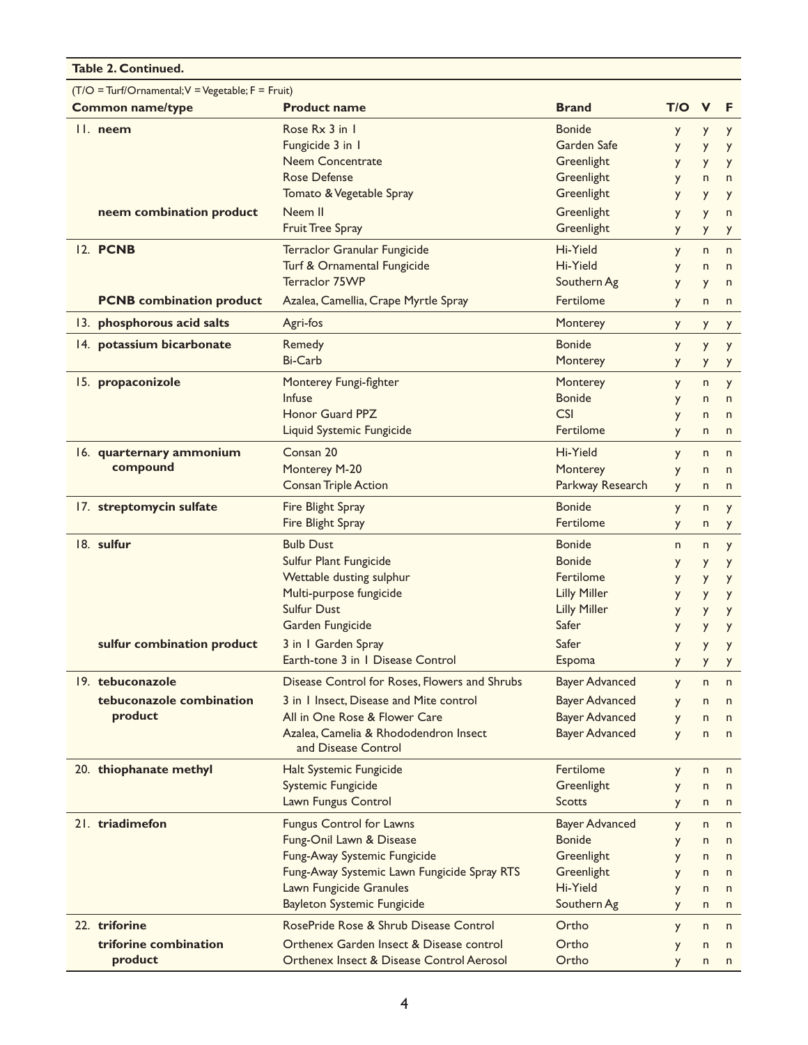**Table 2. Continued.**

(T/O = Turf/Ornamental; V = Vegetable; F = Fruit)

| Common name/type | Product name | Brand | T/O | V | F |
|---|---|---|---|---|---|
| 11. **neem** | Rose Rx 3 in 1 | Bonide | y | y | y |
| | Fungicide 3 in 1 | Garden Safe | y | y | y |
| | Neem Concentrate | Greenlight | y | y | y |
| | Rose Defense | Greenlight | y | n | n |
| | Tomato & Vegetable Spray | Greenlight | y | y | y |
| **neem combination product** | Neem II | Greenlight | y | y | n |
| | Fruit Tree Spray | Greenlight | y | y | y |
| 12. **PCNB** | Terraclor Granular Fungicide | Hi-Yield | y | n | n |
| | Turf & Ornamental Fungicide | Hi-Yield | y | n | n |
| | Terraclor 75WP | Southern Ag | y | y | n |
| **PCNB combination product** | Azalea, Camellia, Crape Myrtle Spray | Fertilome | y | n | n |
| 13. **phosphorous acid salts** | Agri-fos | Monterey | y | y | y |
| 14. **potassium bicarbonate** | Remedy | Bonide | y | y | y |
| | Bi-Carb | Monterey | y | y | y |
| 15. **propaconizole** | Monterey Fungi-fighter | Monterey | y | n | y |
| | Infuse | Bonide | y | n | n |
| | Honor Guard PPZ | CSI | y | n | n |
| | Liquid Systemic Fungicide | Fertilome | y | n | n |
| 16. **quarternary ammonium compound** | Consan 20 | Hi-Yield | y | n | n |
| | Monterey M-20 | Monterey | y | n | n |
| | Consan Triple Action | Parkway Research | y | n | n |
| 17. **streptomycin sulfate** | Fire Blight Spray | Bonide | y | n | y |
| | Fire Blight Spray | Fertilome | y | n | y |
| 18. **sulfur** | Bulb Dust | Bonide | n | n | y |
| | Sulfur Plant Fungicide | Bonide | y | y | y |
| | Wettable dusting sulphur | Fertilome | y | y | y |
| | Multi-purpose fungicide | Lilly Miller | y | y | y |
| | Sulfur Dust | Lilly Miller | y | y | y |
| | Garden Fungicide | Safer | y | y | y |
| **sulfur combination product** | 3 in 1 Garden Spray | Safer | y | y | y |
| | Earth-tone 3 in 1 Disease Control | Espoma | y | y | y |
| 19. **tebuconazole** | Disease Control for Roses, Flowers and Shrubs | Bayer Advanced | y | n | n |
| **tebuconazole combination product** | 3 in 1 Insect, Disease and Mite control | Bayer Advanced | y | n | n |
| | All in One Rose & Flower Care | Bayer Advanced | y | n | n |
| | Azalea, Camelia & Rhododendron Insect and Disease Control | Bayer Advanced | y | n | n |
| 20. **thiophanate methyl** | Halt Systemic Fungicide | Fertilome | y | n | n |
| | Systemic Fungicide | Greenlight | y | n | n |
| | Lawn Fungus Control | Scotts | y | n | n |
| 21. **triadimefon** | Fungus Control for Lawns | Bayer Advanced | y | n | n |
| | Fung-Onil Lawn & Disease | Bonide | y | n | n |
| | Fung-Away Systemic Fungicide | Greenlight | y | n | n |
| | Fung-Away Systemic Lawn Fungicide Spray RTS | Greenlight | y | n | n |
| | Lawn Fungicide Granules | Hi-Yield | y | n | n |
| | Bayleton Systemic Fungicide | Southern Ag | y | n | n |
| 22. **triforine** | RosePride Rose & Shrub Disease Control | Ortho | y | n | n |
| **triforine combination product** | Orthenex Garden Insect & Disease control | Ortho | y | n | n |
| | Orthenex Insect & Disease Control Aerosol | Ortho | y | n | n |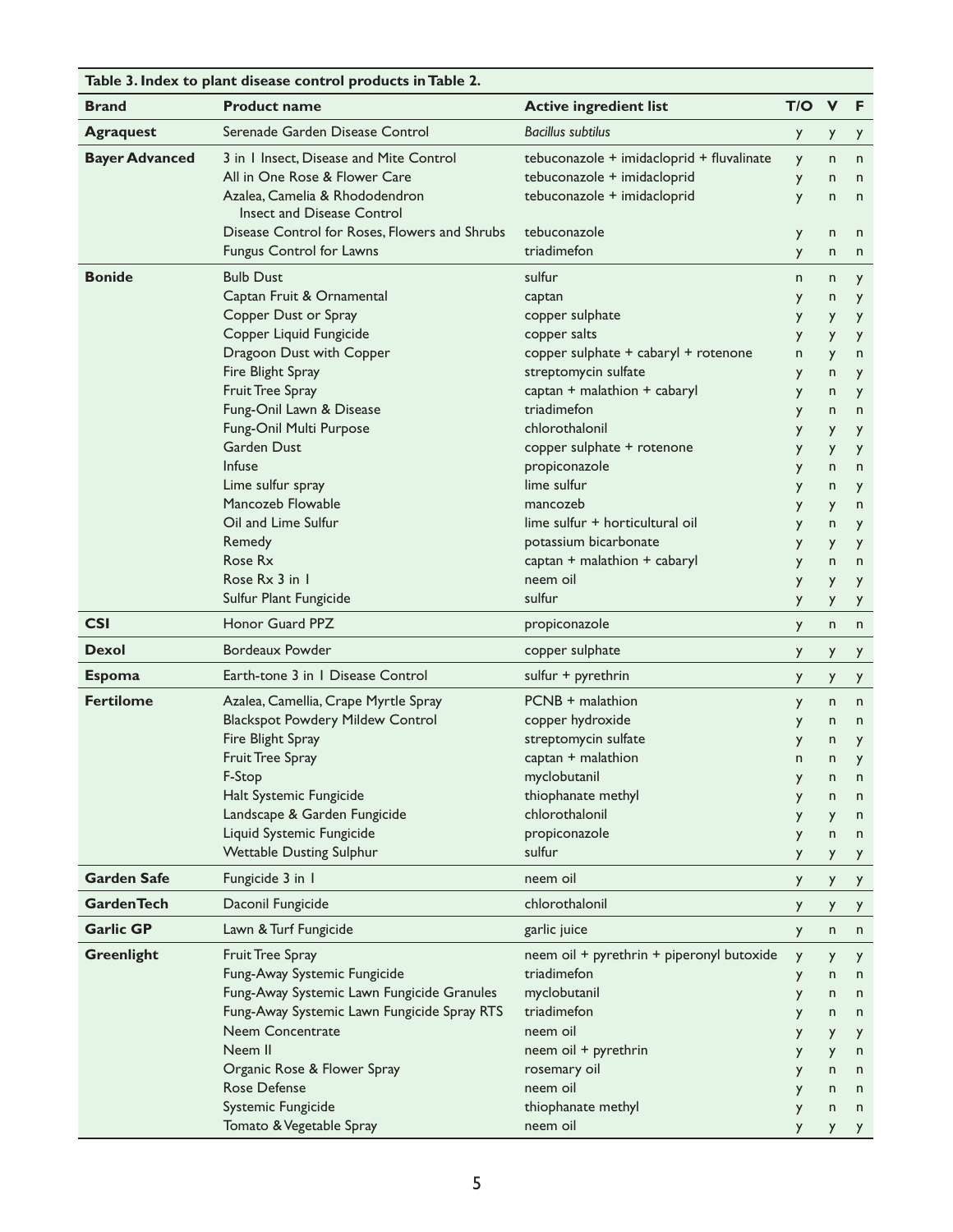**Table 3. Index to plant disease control products in Table 2.**

| Brand | Product name | Active ingredient list | T/O | V | F |
|---|---|---|---|---|---|
| **Agraquest** | Serenade Garden Disease Control | *Bacillus subtilus* | y | y | y |
| **Bayer Advanced** | 3 in 1 Insect, Disease and Mite Control | tebuconazole + imidacloprid + fluvalinate | y | n | n |
| | All in One Rose & Flower Care | tebuconazole + imidacloprid | y | n | n |
| | Azalea, Camelia & Rhododendron Insect and Disease Control | tebuconazole + imidacloprid | y | n | n |
| | Disease Control for Roses, Flowers and Shrubs | tebuconazole | y | n | n |
| | Fungus Control for Lawns | triadimefon | y | n | n |
| **Bonide** | Bulb Dust | sulfur | n | n | y |
| | Captan Fruit & Ornamental | captan | y | n | y |
| | Copper Dust or Spray | copper sulphate | y | y | y |
| | Copper Liquid Fungicide | copper salts | y | y | y |
| | Dragoon Dust with Copper | copper sulphate + cabaryl + rotenone | n | y | n |
| | Fire Blight Spray | streptomycin sulfate | y | n | y |
| | Fruit Tree Spray | captan + malathion + cabaryl | y | n | y |
| | Fung-Onil Lawn & Disease | triadimefon | y | n | n |
| | Fung-Onil Multi Purpose | chlorothalonil | y | y | y |
| | Garden Dust | copper sulphate + rotenone | y | y | y |
| | Infuse | propiconazole | y | n | n |
| | Lime sulfur spray | lime sulfur | y | n | y |
| | Mancozeb Flowable | mancozeb | y | y | n |
| | Oil and Lime Sulfur | lime sulfur + horticultural oil | y | n | y |
| | Remedy | potassium bicarbonate | y | y | y |
| | Rose Rx | captan + malathion + cabaryl | y | n | n |
| | Rose Rx 3 in 1 | neem oil | y | y | y |
| | Sulfur Plant Fungicide | sulfur | y | y | y |
| **CSI** | Honor Guard PPZ | propiconazole | y | n | n |
| **Dexol** | Bordeaux Powder | copper sulphate | y | y | y |
| **Espoma** | Earth-tone 3 in 1 Disease Control | sulfur + pyrethrin | y | y | y |
| **Fertilome** | Azalea, Camellia, Crape Myrtle Spray | PCNB + malathion | y | n | n |
| | Blackspot Powdery Mildew Control | copper hydroxide | y | n | n |
| | Fire Blight Spray | streptomycin sulfate | y | n | y |
| | Fruit Tree Spray | captan + malathion | n | n | y |
| | F-Stop | myclobutanil | y | n | n |
| | Halt Systemic Fungicide | thiophanate methyl | y | n | n |
| | Landscape & Garden Fungicide | chlorothalonil | y | y | n |
| | Liquid Systemic Fungicide | propiconazole | y | n | n |
| | Wettable Dusting Sulphur | sulfur | y | y | y |
| **Garden Safe** | Fungicide 3 in 1 | neem oil | y | y | y |
| **GardenTech** | Daconil Fungicide | chlorothalonil | y | y | y |
| **Garlic GP** | Lawn & Turf Fungicide | garlic juice | y | n | n |
| **Greenlight** | Fruit Tree Spray | neem oil + pyrethrin + piperonyl butoxide | y | y | y |
| | Fung-Away Systemic Fungicide | triadimefon | y | n | n |
| | Fung-Away Systemic Lawn Fungicide Granules | myclobutanil | y | n | n |
| | Fung-Away Systemic Lawn Fungicide Spray RTS | triadimefon | y | n | n |
| | Neem Concentrate | neem oil | y | y | y |
| | Neem II | neem oil + pyrethrin | y | y | n |
| | Organic Rose & Flower Spray | rosemary oil | y | n | n |
| | Rose Defense | neem oil | y | n | n |
| | Systemic Fungicide | thiophanate methyl | y | n | n |
| | Tomato & Vegetable Spray | neem oil | y | y | y |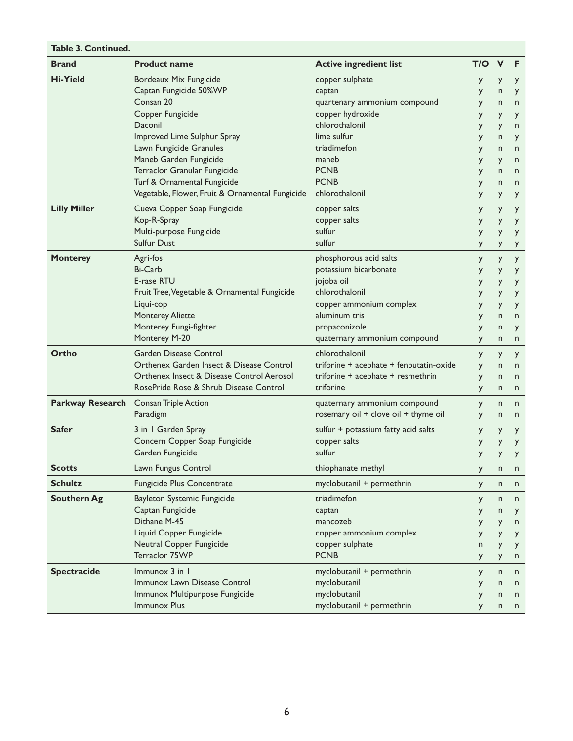**Table 3. Continued.**

| Brand | Product name | Active ingredient list | T/O | V | F |
|---|---|---|---|---|---|
| **Hi-Yield** | Bordeaux Mix Fungicide | copper sulphate | y | y | y |
| | Captan Fungicide 50%WP | captan | y | n | y |
| | Consan 20 | quartenary ammonium compound | y | n | n |
| | Copper Fungicide | copper hydroxide | y | y | y |
| | Daconil | chlorothalonil | y | y | n |
| | Improved Lime Sulphur Spray | lime sulfur | y | n | y |
| | Lawn Fungicide Granules | triadimefon | y | n | n |
| | Maneb Garden Fungicide | maneb | y | y | n |
| | Terraclor Granular Fungicide | PCNB | y | n | n |
| | Turf & Ornamental Fungicide | PCNB | y | n | n |
| | Vegetable, Flower, Fruit & Ornamental Fungicide | chlorothalonil | y | y | y |
| **Lilly Miller** | Cueva Copper Soap Fungicide | copper salts | y | y | y |
| | Kop-R-Spray | copper salts | y | y | y |
| | Multi-purpose Fungicide | sulfur | y | y | y |
| | Sulfur Dust | sulfur | y | y | y |
| **Monterey** | Agri-fos | phosphorous acid salts | y | y | y |
| | Bi-Carb | potassium bicarbonate | y | y | y |
| | E-rase RTU | jojoba oil | y | y | y |
| | Fruit Tree, Vegetable & Ornamental Fungicide | chlorothalonil | y | y | y |
| | Liqui-cop | copper ammonium complex | y | y | y |
| | Monterey Aliette | aluminum tris | y | n | n |
| | Monterey Fungi-fighter | propaconizole | y | n | y |
| | Monterey M-20 | quaternary ammonium compound | y | n | n |
| **Ortho** | Garden Disease Control | chlorothalonil | y | y | y |
| | Orthenex Garden Insect & Disease Control | triforine + acephate + fenbutatin-oxide | y | n | n |
| | Orthenex Insect & Disease Control Aerosol | triforine + acephate + resmethrin | y | n | n |
| | RosePride Rose & Shrub Disease Control | triforine | y | n | n |
| **Parkway Research** | Consan Triple Action | quaternary ammonium compound | y | n | n |
| | Paradigm | rosemary oil + clove oil + thyme oil | y | n | n |
| **Safer** | 3 in 1 Garden Spray | sulfur + potassium fatty acid salts | y | y | y |
| | Concern Copper Soap Fungicide | copper salts | y | y | y |
| | Garden Fungicide | sulfur | y | y | y |
| **Scotts** | Lawn Fungus Control | thiophanate methyl | y | n | n |
| **Schultz** | Fungicide Plus Concentrate | myclobutanil + permethrin | y | n | n |
| **Southern Ag** | Bayleton Systemic Fungicide | triadimefon | y | n | n |
| | Captan Fungicide | captan | y | n | y |
| | Dithane M-45 | mancozeb | y | y | n |
| | Liquid Copper Fungicide | copper ammonium complex | y | y | y |
| | Neutral Copper Fungicide | copper sulphate | n | y | y |
| | Terraclor 75WP | PCNB | y | y | n |
| **Spectracide** | Immunox 3 in 1 | myclobutanil + permethrin | y | n | n |
| | Immunox Lawn Disease Control | myclobutanil | y | n | n |
| | Immunox Multipurpose Fungicide | myclobutanil | y | n | n |
| | Immunox Plus | myclobutanil + permethrin | y | n | n |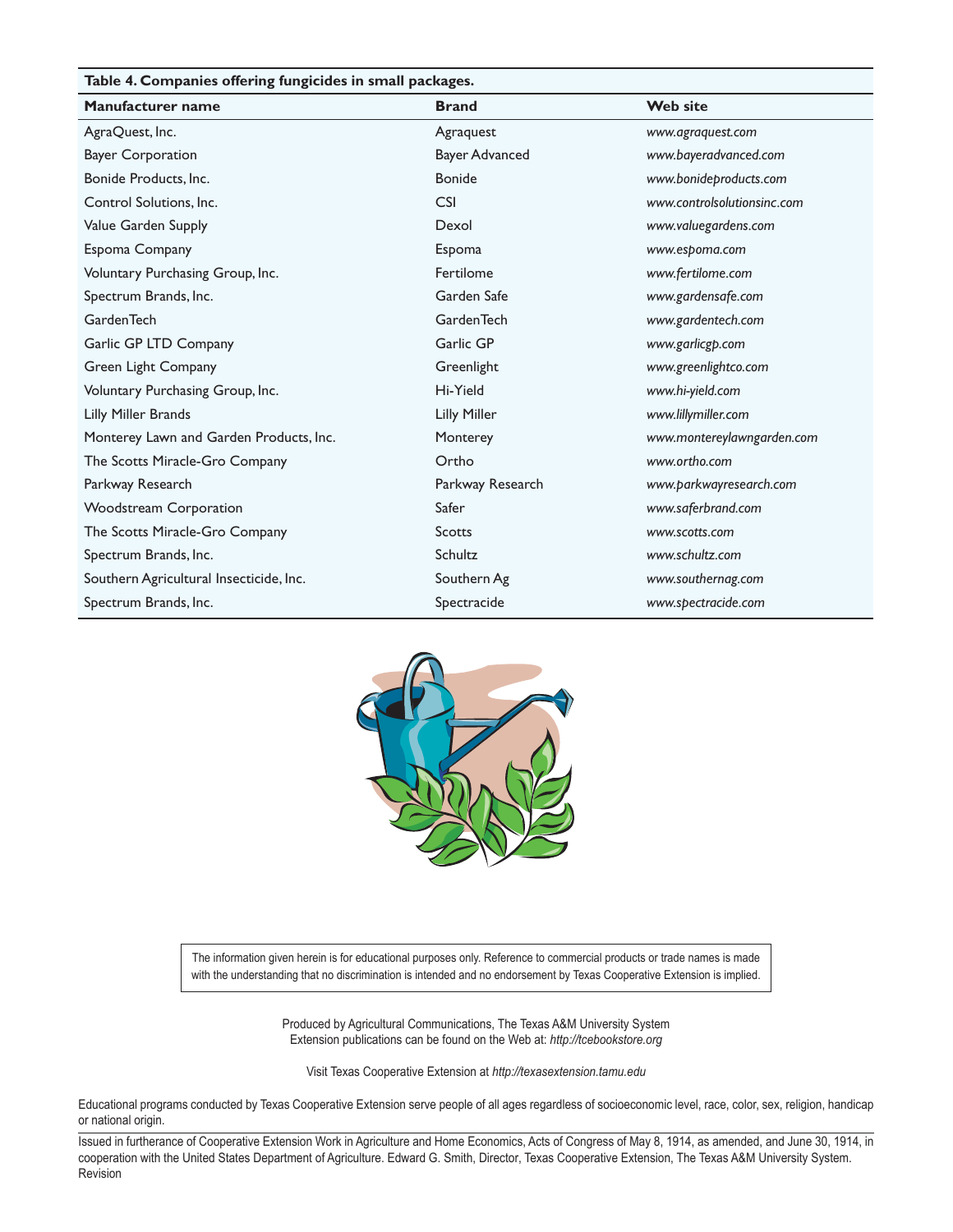**Table 4. Companies offering fungicides in small packages.**

| Manufacturer name | Brand | Web site |
|---|---|---|
| AgraQuest, Inc. | Agraquest | *www.agraquest.com* |
| Bayer Corporation | Bayer Advanced | *www.bayeradvanced.com* |
| Bonide Products, Inc. | Bonide | *www.bonideproducts.com* |
| Control Solutions, Inc. | CSI | *www.controlsolutionsinc.com* |
| Value Garden Supply | Dexol | *www.valuegardens.com* |
| Espoma Company | Espoma | *www.espoma.com* |
| Voluntary Purchasing Group, Inc. | Fertilome | *www.fertilome.com* |
| Spectrum Brands, Inc. | Garden Safe | *www.gardensafe.com* |
| GardenTech | GardenTech | *www.gardentech.com* |
| Garlic GP LTD Company | Garlic GP | *www.garlicgp.com* |
| Green Light Company | Greenlight | *www.greenlightco.com* |
| Voluntary Purchasing Group, Inc. | Hi-Yield | *www.hi-yield.com* |
| Lilly Miller Brands | Lilly Miller | *www.lillymiller.com* |
| Monterey Lawn and Garden Products, Inc. | Monterey | *www.montereylawngarden.com* |
| The Scotts Miracle-Gro Company | Ortho | *www.ortho.com* |
| Parkway Research | Parkway Research | *www.parkwayresearch.com* |
| Woodstream Corporation | Safer | *www.saferbrand.com* |
| The Scotts Miracle-Gro Company | Scotts | *www.scotts.com* |
| Spectrum Brands, Inc. | Schultz | *www.schultz.com* |
| Southern Agricultural Insecticide, Inc. | Southern Ag | *www.southernag.com* |
| Spectrum Brands, Inc. | Spectracide | *www.spectracide.com* |

The information given herein is for educational purposes only. Reference to commercial products or trade names is made with the understanding that no discrimination is intended and no endorsement by Texas Cooperative Extension is implied.

Produced by Agricultural Communications, The Texas A&M University System
Extension publications can be found on the Web at: *http://tcebookstore.org*

Visit Texas Cooperative Extension at *http://texasextension.tamu.edu*

Educational programs conducted by Texas Cooperative Extension serve people of all ages regardless of socioeconomic level, race, color, sex, religion, handicap or national origin.

Issued in furtherance of Cooperative Extension Work in Agriculture and Home Economics, Acts of Congress of May 8, 1914, as amended, and June 30, 1914, in cooperation with the United States Department of Agriculture. Edward G. Smith, Director, Texas Cooperative Extension, The Texas A&M University System.
Revision